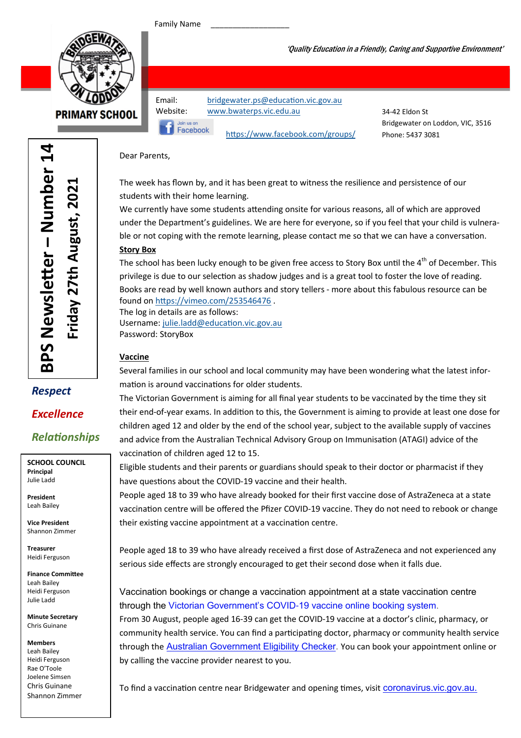Family Name ___________________

*'Quality Education in a Friendly, Caring and Supportive Environment'*

**PRIMARY SCHOOL**

Email: bridgewater.ps@education.vic.gov.au
Website: www.bwaterps.vic.edu.au
Join us on Facebook https://www.facebook.com/groups/

34-42 Eldon St
Bridgewater on Loddon, VIC, 3516
Phone: 5437 3081

# BPS Newsletter – Number 14

## Friday 27th August, 2021

***Respect***

***Excellence***

***Relationships***

**SCHOOL COUNCIL**

**Principal**
Julie Ladd

**President**
Leah Bailey

**Vice President**
Shannon Zimmer

**Treasurer**
Heidi Ferguson

**Finance Committee**
Leah Bailey
Heidi Ferguson
Julie Ladd

**Minute Secretary**
Chris Guinane

**Members**
Leah Bailey
Heidi Ferguson
Rae O'Toole
Joelene Simsen
Chris Guinane
Shannon Zimmer

Dear Parents,

The week has flown by, and it has been great to witness the resilience and persistence of our students with their home learning.

We currently have some students attending onsite for various reasons, all of which are approved under the Department's guidelines. We are here for everyone, so if you feel that your child is vulnerable or not coping with the remote learning, please contact me so that we can have a conversation.

**Story Box**

The school has been lucky enough to be given free access to Story Box until the 4th of December. This privilege is due to our selection as shadow judges and is a great tool to foster the love of reading. Books are read by well known authors and story tellers - more about this fabulous resource can be found on https://vimeo.com/253546476 .
The log in details are as follows:
Username: julie.ladd@education.vic.gov.au
Password: StoryBox

**Vaccine**

Several families in our school and local community may have been wondering what the latest information is around vaccinations for older students.

The Victorian Government is aiming for all final year students to be vaccinated by the time they sit their end-of-year exams. In addition to this, the Government is aiming to provide at least one dose for children aged 12 and older by the end of the school year, subject to the available supply of vaccines and advice from the Australian Technical Advisory Group on Immunisation (ATAGI) advice of the vaccination of children aged 12 to 15.

Eligible students and their parents or guardians should speak to their doctor or pharmacist if they have questions about the COVID-19 vaccine and their health.

People aged 18 to 39 who have already booked for their first vaccine dose of AstraZeneca at a state vaccination centre will be offered the Pfizer COVID-19 vaccine. They do not need to rebook or change their existing vaccine appointment at a vaccination centre.

People aged 18 to 39 who have already received a first dose of AstraZeneca and not experienced any serious side effects are strongly encouraged to get their second dose when it falls due.

Vaccination bookings or change a vaccination appointment at a state vaccination centre through the Victorian Government's COVID-19 vaccine online booking system.
From 30 August, people aged 16-39 can get the COVID-19 vaccine at a doctor's clinic, pharmacy, or community health service. You can find a participating doctor, pharmacy or community health service through the Australian Government Eligibility Checker. You can book your appointment online or by calling the vaccine provider nearest to you.

To find a vaccination centre near Bridgewater and opening times, visit coronavirus.vic.gov.au.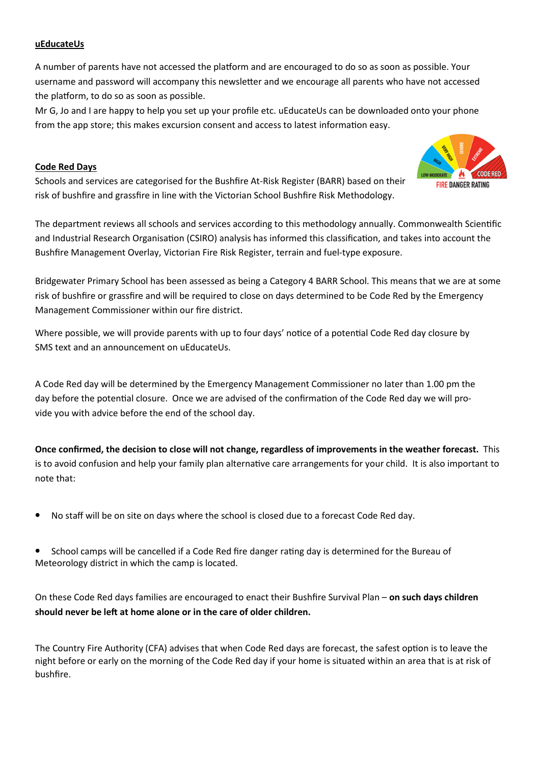## uEducateUs

A number of parents have not accessed the platform and are encouraged to do so as soon as possible. Your username and password will accompany this newsletter and we encourage all parents who have not accessed the platform, to do so as soon as possible.
Mr G, Jo and I are happy to help you set up your profile etc. uEducateUs can be downloaded onto your phone from the app store; this makes excursion consent and access to latest information easy.

## Code Red Days

Schools and services are categorised for the Bushfire At-Risk Register (BARR) based on their risk of bushfire and grassfire in line with the Victorian School Bushfire Risk Methodology.

The department reviews all schools and services according to this methodology annually. Commonwealth Scientific and Industrial Research Organisation (CSIRO) analysis has informed this classification, and takes into account the Bushfire Management Overlay, Victorian Fire Risk Register, terrain and fuel-type exposure.

Bridgewater Primary School has been assessed as being a Category 4 BARR School. This means that we are at some risk of bushfire or grassfire and will be required to close on days determined to be Code Red by the Emergency Management Commissioner within our fire district.

Where possible, we will provide parents with up to four days' notice of a potential Code Red day closure by SMS text and an announcement on uEducateUs.

A Code Red day will be determined by the Emergency Management Commissioner no later than 1.00 pm the day before the potential closure. Once we are advised of the confirmation of the Code Red day we will provide you with advice before the end of the school day.

**Once confirmed, the decision to close will not change, regardless of improvements in the weather forecast.** This is to avoid confusion and help your family plan alternative care arrangements for your child. It is also important to note that:

- No staff will be on site on days where the school is closed due to a forecast Code Red day.
- School camps will be cancelled if a Code Red fire danger rating day is determined for the Bureau of Meteorology district in which the camp is located.

On these Code Red days families are encouraged to enact their Bushfire Survival Plan – **on such days children should never be left at home alone or in the care of older children.**

The Country Fire Authority (CFA) advises that when Code Red days are forecast, the safest option is to leave the night before or early on the morning of the Code Red day if your home is situated within an area that is at risk of bushfire.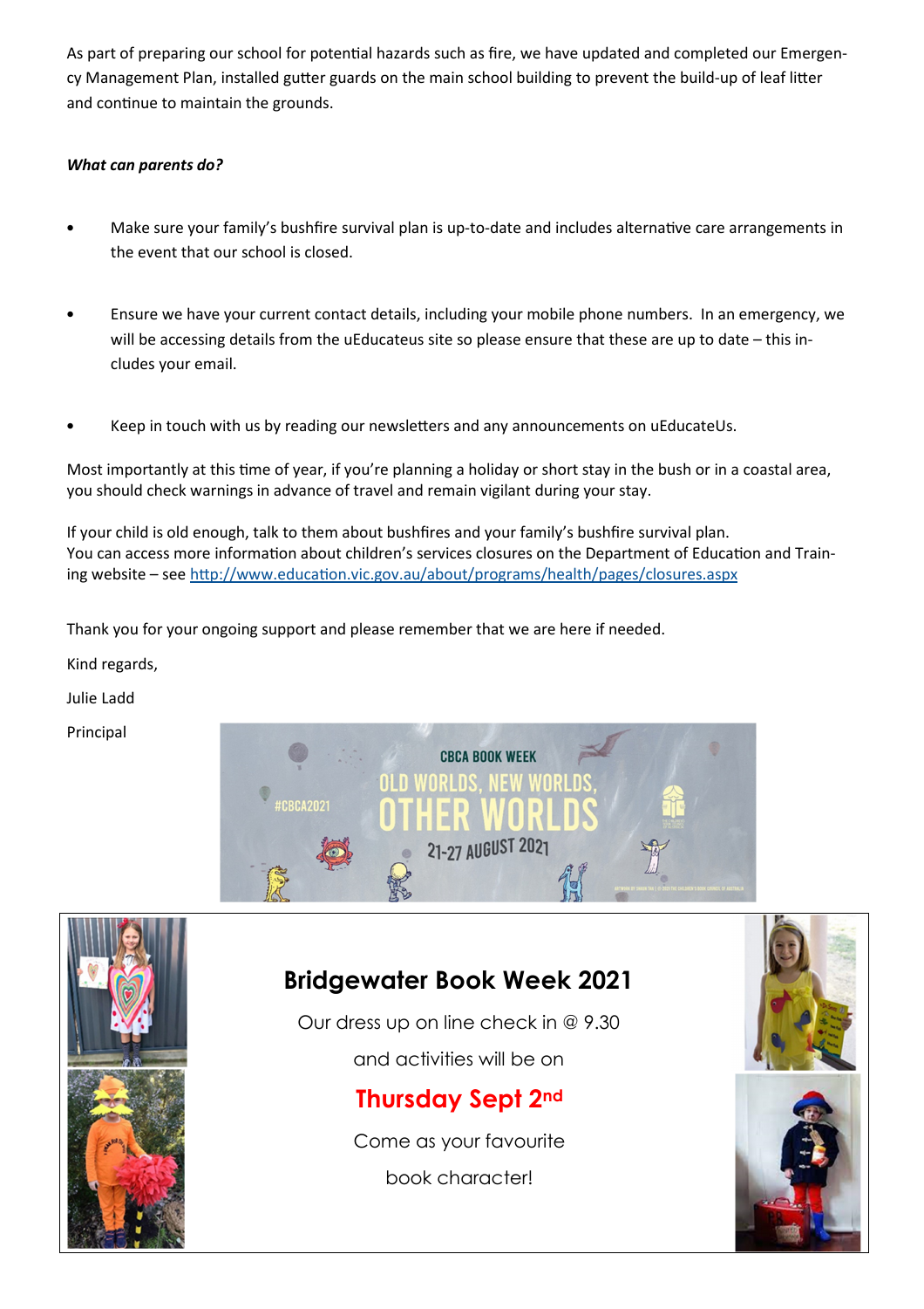As part of preparing our school for potential hazards such as fire, we have updated and completed our Emergency Management Plan, installed gutter guards on the main school building to prevent the build-up of leaf litter and continue to maintain the grounds.

***What can parents do?***

- Make sure your family's bushfire survival plan is up-to-date and includes alternative care arrangements in the event that our school is closed.
- Ensure we have your current contact details, including your mobile phone numbers. In an emergency, we will be accessing details from the uEducateus site so please ensure that these are up to date – this includes your email.
- Keep in touch with us by reading our newsletters and any announcements on uEducateUs.

Most importantly at this time of year, if you're planning a holiday or short stay in the bush or in a coastal area, you should check warnings in advance of travel and remain vigilant during your stay.

If your child is old enough, talk to them about bushfires and your family's bushfire survival plan.
You can access more information about children's services closures on the Department of Education and Training website – see http://www.education.vic.gov.au/about/programs/health/pages/closures.aspx

Thank you for your ongoing support and please remember that we are here if needed.

Kind regards,

Julie Ladd

Principal

CBCA BOOK WEEK

OLD WORLDS, NEW WORLDS, OTHER WORLDS

#CBCA2021

21-27 AUGUST 2021

## Bridgewater Book Week 2021

Our dress up on line check in @ 9.30

and activities will be on

**Thursday Sept 2nd**

Come as your favourite

book character!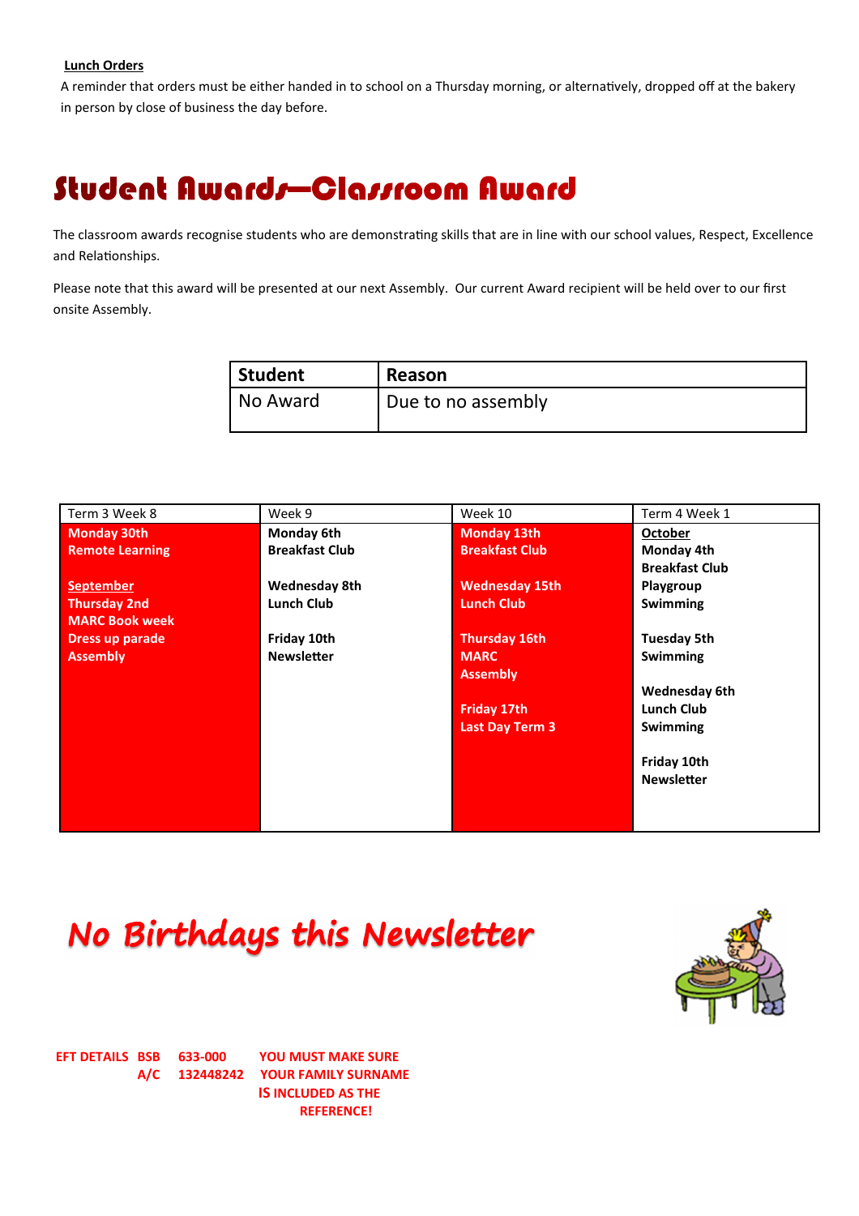**Lunch Orders**

A reminder that orders must be either handed in to school on a Thursday morning, or alternatively, dropped off at the bakery in person by close of business the day before.

# Student Awards—Classroom Award

The classroom awards recognise students who are demonstrating skills that are in line with our school values, Respect, Excellence and Relationships.

Please note that this award will be presented at our next Assembly. Our current Award recipient will be held over to our first onsite Assembly.

| Student | Reason |
|---|---|
| No Award | Due to no assembly |

| Term 3 Week 8 | Week 9 | Week 10 | Term 4 Week 1 |
|---|---|---|---|
| **Monday 30th**<br>**Remote Learning**<br><br>**September**<br>**Thursday 2nd**<br>**MARC Book week**<br>**Dress up parade**<br>**Assembly** | **Monday 6th**<br>**Breakfast Club**<br><br>**Wednesday 8th**<br>**Lunch Club**<br><br>**Friday 10th**<br>**Newsletter** | **Monday 13th**<br>**Breakfast Club**<br><br>**Wednesday 15th**<br>**Lunch Club**<br><br>**Thursday 16th**<br>**MARC**<br>**Assembly**<br><br>**Friday 17th**<br>**Last Day Term 3** | **October**<br>**Monday 4th**<br>**Breakfast Club**<br>**Playgroup**<br>**Swimming**<br><br>**Tuesday 5th**<br>**Swimming**<br><br>**Wednesday 6th**<br>**Lunch Club**<br>**Swimming**<br><br>**Friday 10th**<br>**Newsletter** |

## *No Birthdays this Newsletter*

**EFT DETAILS BSB 633-000**
**A/C 132448242**

**YOU MUST MAKE SURE YOUR FAMILY SURNAME IS INCLUDED AS THE REFERENCE!**